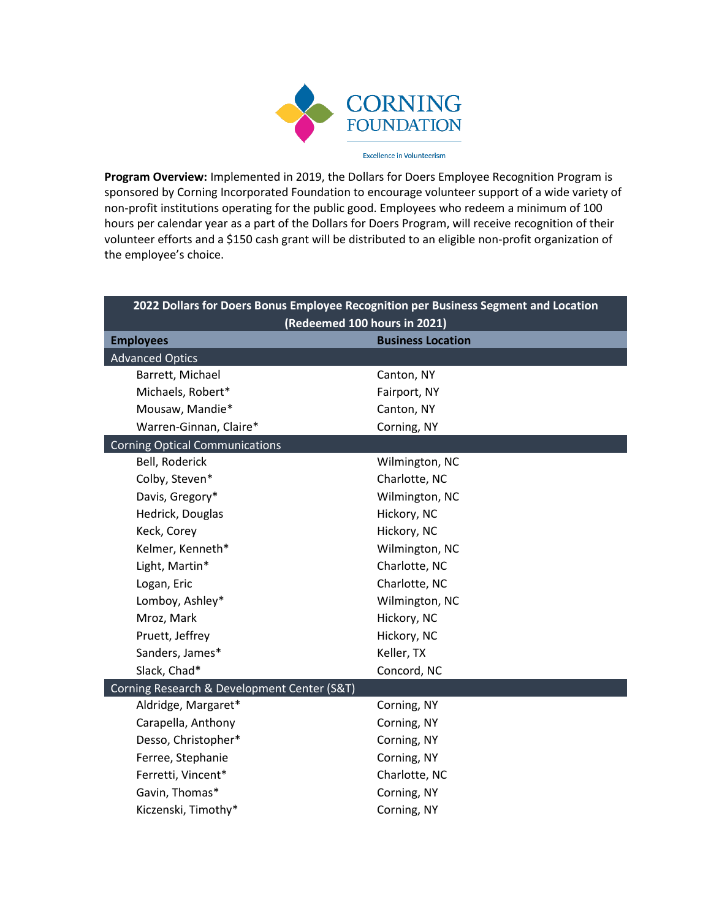CORNING FOUNDATION

Excellence in Volunteerism

**Program Overview:** Implemented in 2019, the Dollars for Doers Employee Recognition Program is sponsored by Corning Incorporated Foundation to encourage volunteer support of a wide variety of non-profit institutions operating for the public good. Employees who redeem a minimum of 100 hours per calendar year as a part of the Dollars for Doers Program, will receive recognition of their volunteer efforts and a $150 cash grant will be distributed to an eligible non-profit organization of the employee's choice.

| 2022 Dollars for Doers Bonus Employee Recognition per Business Segment and Location (Redeemed 100 hours in 2021) | |
|---|---|
| **Employees** | **Business Location** |
| Advanced Optics | |
| Barrett, Michael | Canton, NY |
| Michaels, Robert* | Fairport, NY |
| Mousaw, Mandie* | Canton, NY |
| Warren-Ginnan, Claire* | Corning, NY |
| Corning Optical Communications | |
| Bell, Roderick | Wilmington, NC |
| Colby, Steven* | Charlotte, NC |
| Davis, Gregory* | Wilmington, NC |
| Hedrick, Douglas | Hickory, NC |
| Keck, Corey | Hickory, NC |
| Kelmer, Kenneth* | Wilmington, NC |
| Light, Martin* | Charlotte, NC |
| Logan, Eric | Charlotte, NC |
| Lomboy, Ashley* | Wilmington, NC |
| Mroz, Mark | Hickory, NC |
| Pruett, Jeffrey | Hickory, NC |
| Sanders, James* | Keller, TX |
| Slack, Chad* | Concord, NC |
| Corning Research & Development Center (S&T) | |
| Aldridge, Margaret* | Corning, NY |
| Carapella, Anthony | Corning, NY |
| Desso, Christopher* | Corning, NY |
| Ferree, Stephanie | Corning, NY |
| Ferretti, Vincent* | Charlotte, NC |
| Gavin, Thomas* | Corning, NY |
| Kiczenski, Timothy* | Corning, NY |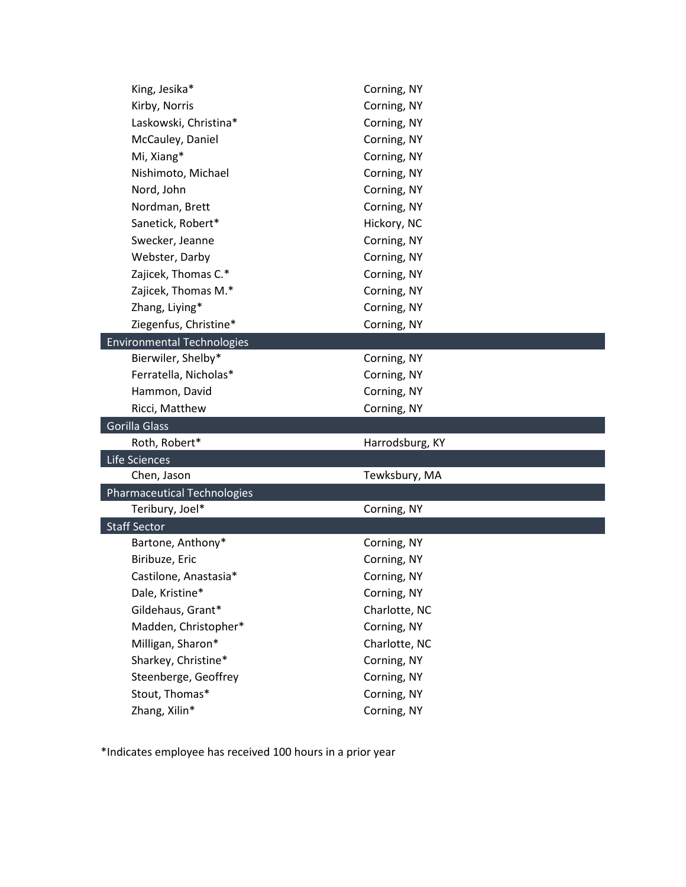| | |
|---|---|
| King, Jesika* | Corning, NY |
| Kirby, Norris | Corning, NY |
| Laskowski, Christina* | Corning, NY |
| McCauley, Daniel | Corning, NY |
| Mi, Xiang* | Corning, NY |
| Nishimoto, Michael | Corning, NY |
| Nord, John | Corning, NY |
| Nordman, Brett | Corning, NY |
| Sanetick, Robert* | Hickory, NC |
| Swecker, Jeanne | Corning, NY |
| Webster, Darby | Corning, NY |
| Zajicek, Thomas C.* | Corning, NY |
| Zajicek, Thomas M.* | Corning, NY |
| Zhang, Liying* | Corning, NY |
| Ziegenfus, Christine* | Corning, NY |
| **Environmental Technologies** | |
| Bierwiler, Shelby* | Corning, NY |
| Ferratella, Nicholas* | Corning, NY |
| Hammon, David | Corning, NY |
| Ricci, Matthew | Corning, NY |
| **Gorilla Glass** | |
| Roth, Robert* | Harrodsburg, KY |
| **Life Sciences** | |
| Chen, Jason | Tewksbury, MA |
| **Pharmaceutical Technologies** | |
| Teribury, Joel* | Corning, NY |
| **Staff Sector** | |
| Bartone, Anthony* | Corning, NY |
| Biribuze, Eric | Corning, NY |
| Castilone, Anastasia* | Corning, NY |
| Dale, Kristine* | Corning, NY |
| Gildehaus, Grant* | Charlotte, NC |
| Madden, Christopher* | Corning, NY |
| Milligan, Sharon* | Charlotte, NC |
| Sharkey, Christine* | Corning, NY |
| Steenberge, Geoffrey | Corning, NY |
| Stout, Thomas* | Corning, NY |
| Zhang, Xilin* | Corning, NY |

*Indicates employee has received 100 hours in a prior year